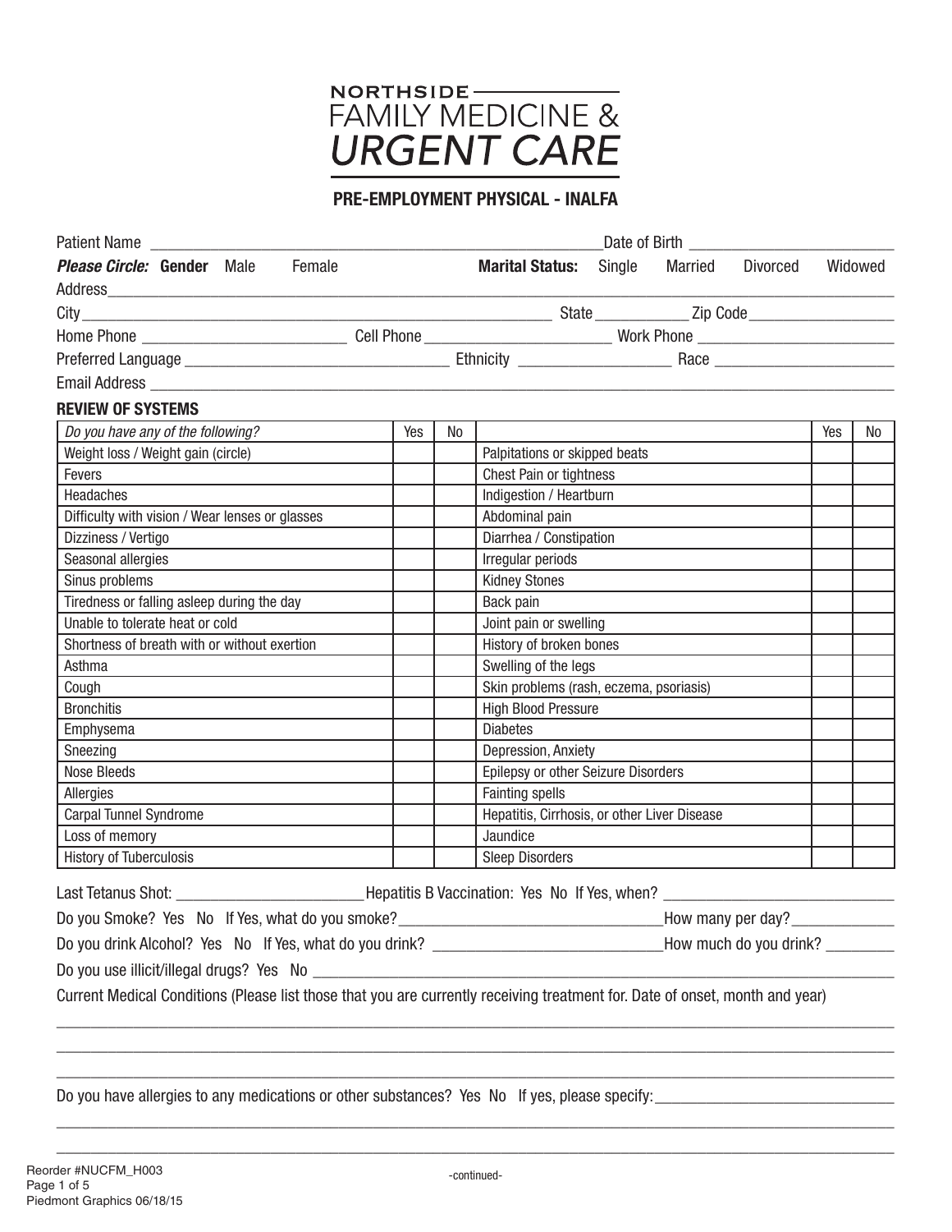NORTHSIDE

FAMILY MEDICINE &

*URGENT CARE*

# PRE-EMPLOYMENT PHYSICAL - INALFA

Patient Name ______________________________________________________ Date of Birth ________________________

***Please Circle:*** **Gender** Male Female **Marital Status:** Single Married Divorced Widowed

Address________________________________________________________________________________________________

City__________________________________________________________ State ___________ Zip Code_________________

Home Phone ________________________ Cell Phone _______________________ Work Phone ________________________

Preferred Language ________________________________ Ethnicity __________________ Race _____________________

Email Address ____________________________________________________________________________________________

## REVIEW OF SYSTEMS

| *Do you have any of the following?* | Yes | No | | Yes | No |
|---|---|---|---|---|---|
| Weight loss / Weight gain (circle) | | | Palpitations or skipped beats | | |
| Fevers | | | Chest Pain or tightness | | |
| Headaches | | | Indigestion / Heartburn | | |
| Difficulty with vision / Wear lenses or glasses | | | Abdominal pain | | |
| Dizziness / Vertigo | | | Diarrhea / Constipation | | |
| Seasonal allergies | | | Irregular periods | | |
| Sinus problems | | | Kidney Stones | | |
| Tiredness or falling asleep during the day | | | Back pain | | |
| Unable to tolerate heat or cold | | | Joint pain or swelling | | |
| Shortness of breath with or without exertion | | | History of broken bones | | |
| Asthma | | | Swelling of the legs | | |
| Cough | | | Skin problems (rash, eczema, psoriasis) | | |
| Bronchitis | | | High Blood Pressure | | |
| Emphysema | | | Diabetes | | |
| Sneezing | | | Depression, Anxiety | | |
| Nose Bleeds | | | Epilepsy or other Seizure Disorders | | |
| Allergies | | | Fainting spells | | |
| Carpal Tunnel Syndrome | | | Hepatitis, Cirrhosis, or other Liver Disease | | |
| Loss of memory | | | Jaundice | | |
| History of Tuberculosis | | | Sleep Disorders | | |

Last Tetanus Shot: _______________________ Hepatitis B Vaccination: Yes No If Yes, when? ____________________________

Do you Smoke? Yes No If Yes, what do you smoke?________________________________ How many per day?____________

Do you drink Alcohol? Yes No If Yes, what do you drink? ____________________________ How much do you drink? ________

Do you use illicit/illegal drugs? Yes No ___________________________________________________________________________

Current Medical Conditions (Please list those that you are currently receiving treatment for. Date of onset, month and year)

______________________________________________________________________________________________________

______________________________________________________________________________________________________

______________________________________________________________________________________________________

Do you have allergies to any medications or other substances? Yes No If yes, please specify:_____________________________

______________________________________________________________________________________________________

______________________________________________________________________________________________________

Reorder #NUCFM_H003

-continued-

Piedmont Graphics 06/18/15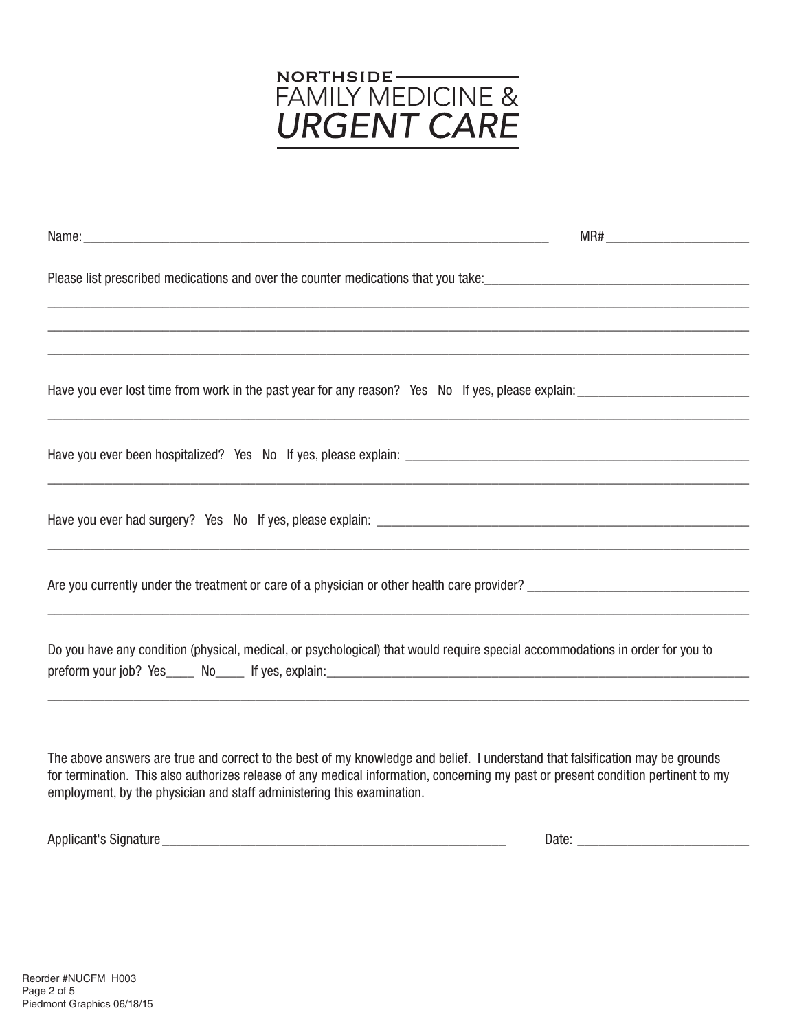**NORTHSIDE**
**FAMILY MEDICINE &**
***URGENT CARE***

Name:_______________________________________________________________________ MR#_____________________

Please list prescribed medications and over the counter medications that you take:_______________________________________

_____________________________________________________________________________________________________________

_____________________________________________________________________________________________________________

_____________________________________________________________________________________________________________

Have you ever lost time from work in the past year for any reason? Yes No If yes, please explain:__________________________

_____________________________________________________________________________________________________________

Have you ever been hospitalized? Yes No If yes, please explain: ______________________________________________________

_____________________________________________________________________________________________________________

Have you ever had surgery? Yes No If yes, please explain: __________________________________________________________

_____________________________________________________________________________________________________________

Are you currently under the treatment or care of a physician or other health care provider? _________________________________

_____________________________________________________________________________________________________________

Do you have any condition (physical, medical, or psychological) that would require special accommodations in order for you to preform your job? Yes____ No____ If yes, explain:_____________________________________________________________

_____________________________________________________________________________________________________________

The above answers are true and correct to the best of my knowledge and belief. I understand that falsification may be grounds for termination. This also authorizes release of any medical information, concerning my past or present condition pertinent to my employment, by the physician and staff administering this examination.

Applicant's Signature ______________________________________________________ Date: __________________________

Reorder #NUCFM_H003
Piedmont Graphics 06/18/15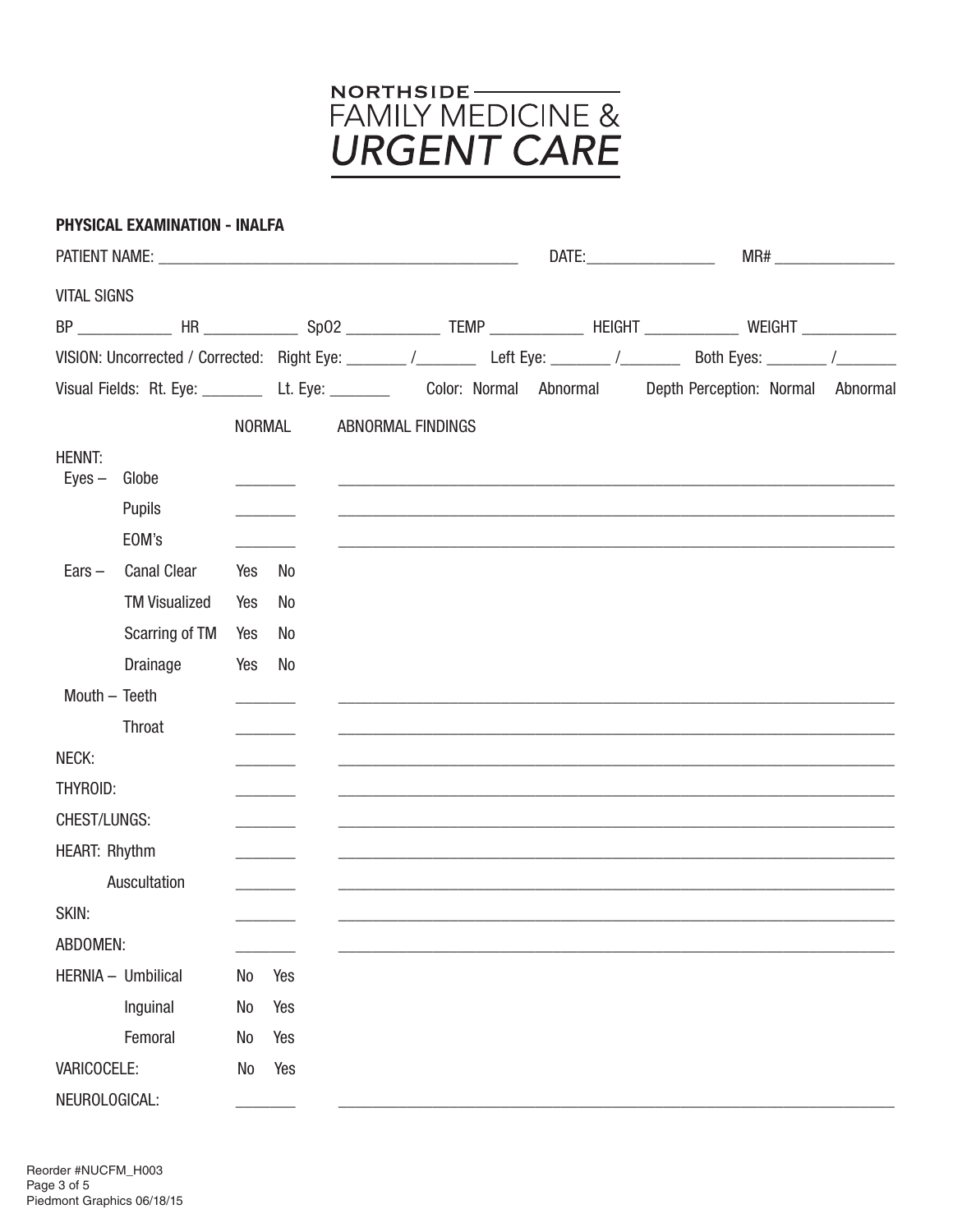# NORTHSIDE FAMILY MEDICINE & URGENT CARE

**PHYSICAL EXAMINATION - INALFA**

PATIENT NAME: ____________________________________________ DATE:________________ MR# _______________

VITAL SIGNS

BP ____________ HR ____________ SpO2 ____________ TEMP ____________ HEIGHT ____________ WEIGHT ____________

VISION: Uncorrected / Corrected: Right Eye: _______ /_______ Left Eye: _______ /_______ Both Eyes: _______ /_______

Visual Fields: Rt. Eye: ________ Lt. Eye: ________ Color: Normal Abnormal Depth Perception: Normal Abnormal

| | | NORMAL | ABNORMAL FINDINGS |
|---|---|---|---|
| HENNT: Eyes – | Globe | _______ | ____________________________________ |
| | Pupils | _______ | ____________________________________ |
| | EOM's | _______ | ____________________________________ |
| Ears – | Canal Clear | Yes No | |
| | TM Visualized | Yes No | |
| | Scarring of TM | Yes No | |
| | Drainage | Yes No | |
| Mouth – | Teeth | _______ | ____________________________________ |
| | Throat | _______ | ____________________________________ |
| NECK: | | _______ | ____________________________________ |
| THYROID: | | _______ | ____________________________________ |
| CHEST/LUNGS: | | _______ | ____________________________________ |
| HEART: | Rhythm | _______ | ____________________________________ |
| | Auscultation | _______ | ____________________________________ |
| SKIN: | | _______ | ____________________________________ |
| ABDOMEN: | | _______ | ____________________________________ |
| HERNIA – | Umbilical | No Yes | |
| | Inguinal | No Yes | |
| | Femoral | No Yes | |
| VARICOCELE: | | No Yes | |
| NEUROLOGICAL: | | _______ | ____________________________________ |

Reorder #NUCFM_H003
Piedmont Graphics 06/18/15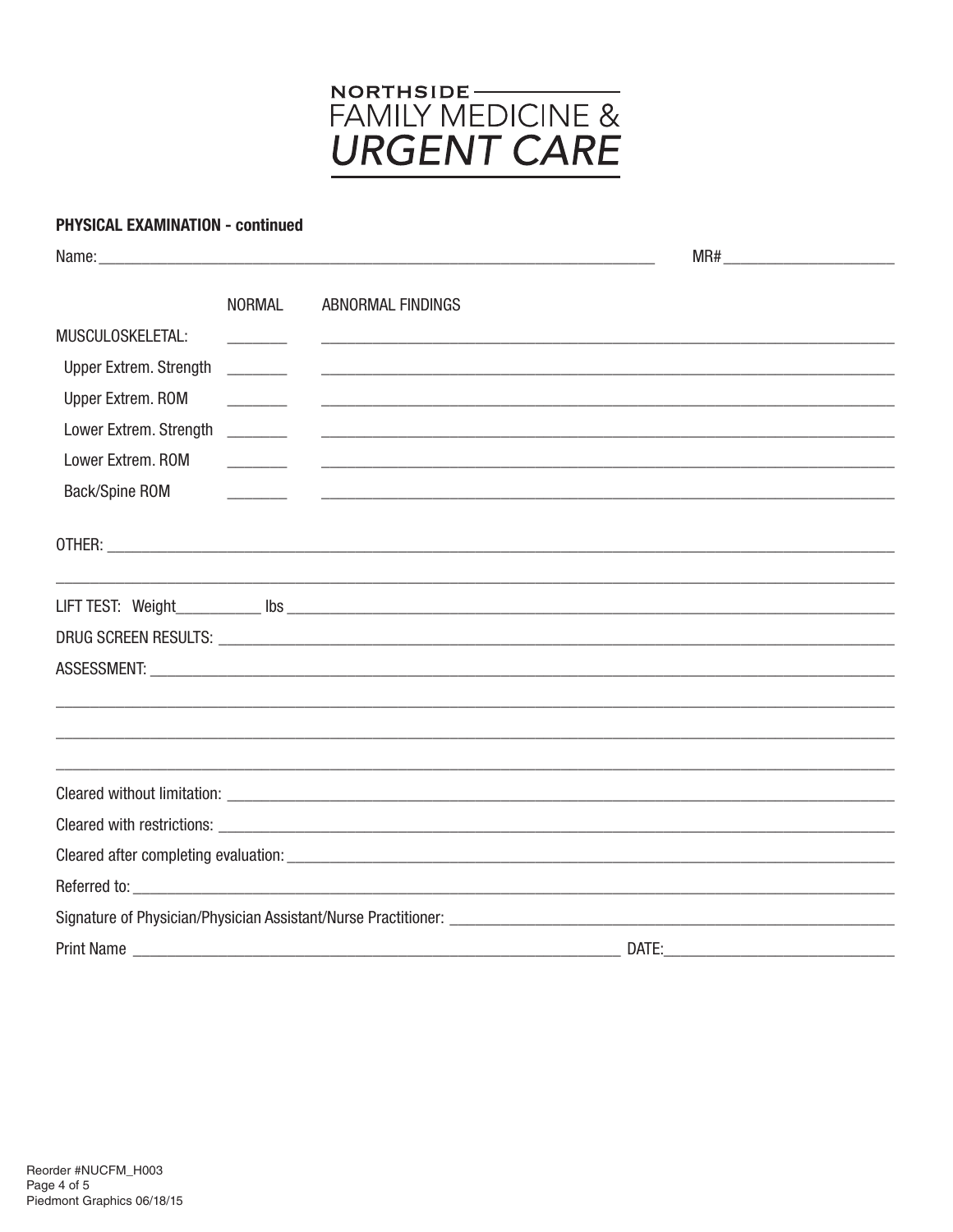NORTHSIDE
FAMILY MEDICINE &
*URGENT CARE*

**PHYSICAL EXAMINATION - continued**

Name: ______________________________ MR# ______________

| | NORMAL | ABNORMAL FINDINGS |
|---|---|---|
| MUSCULOSKELETAL: | ______ | ______________________________ |
| Upper Extrem. Strength | ______ | ______________________________ |
| Upper Extrem. ROM | ______ | ______________________________ |
| Lower Extrem. Strength | ______ | ______________________________ |
| Lower Extrem. ROM | ______ | ______________________________ |
| Back/Spine ROM | ______ | ______________________________ |

OTHER: ______________________________

______________________________

LIFT TEST: Weight__________ lbs ______________________________

DRUG SCREEN RESULTS: ______________________________

ASSESSMENT: ______________________________

______________________________

______________________________

______________________________

Cleared without limitation: ______________________________

Cleared with restrictions: ______________________________

Cleared after completing evaluation: ______________________________

Referred to: ______________________________

Signature of Physician/Physician Assistant/Nurse Practitioner: ______________________________

Print Name ______________________________ DATE: ______________

Reorder #NUCFM_H003
Piedmont Graphics 06/18/15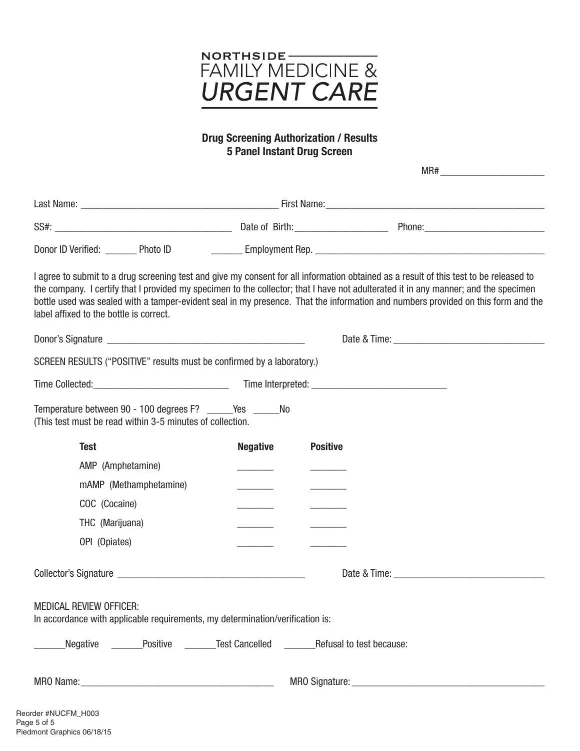NORTHSIDE
FAMILY MEDICINE &
*URGENT CARE*

## Drug Screening Authorization / Results
## 5 Panel Instant Drug Screen

MR#____________________

Last Name: ________________________________________ First Name: ____________________________________________

SS#: ____________________________________ Date of Birth: ___________________ Phone: ________________________

Donor ID Verified: ______ Photo ID ______ Employment Rep. ________________________________________________

I agree to submit to a drug screening test and give my consent for all information obtained as a result of this test to be released to the company. I certify that I provided my specimen to the collector; that I have not adulterated it in any manner; and the specimen bottle used was sealed with a tamper-evident seal in my presence. That the information and numbers provided on this form and the label affixed to the bottle is correct.

Donor's Signature ________________________________________ Date & Time: ______________________________

SCREEN RESULTS ("POSITIVE" results must be confirmed by a laboratory.)

Time Collected: ___________________________ Time Interpreted: ___________________________

Temperature between 90 - 100 degrees F? _____Yes _____No
(This test must be read within 3-5 minutes of collection.

| Test | Negative | Positive |
|---|---|---|
| AMP (Amphetamine) | _______ | _______ |
| mAMP (Methamphetamine) | _______ | _______ |
| COC (Cocaine) | _______ | _______ |
| THC (Marijuana) | _______ | _______ |
| OPI (Opiates) | _______ | _______ |

Collector's Signature ______________________________________ Date & Time: ______________________________

MEDICAL REVIEW OFFICER:
In accordance with applicable requirements, my determination/verification is:

______Negative ______Positive ______Test Cancelled ______Refusal to test because:

MRO Name: ________________________________________ MRO Signature: ________________________________________

Reorder #NUCFM_H003
Piedmont Graphics 06/18/15